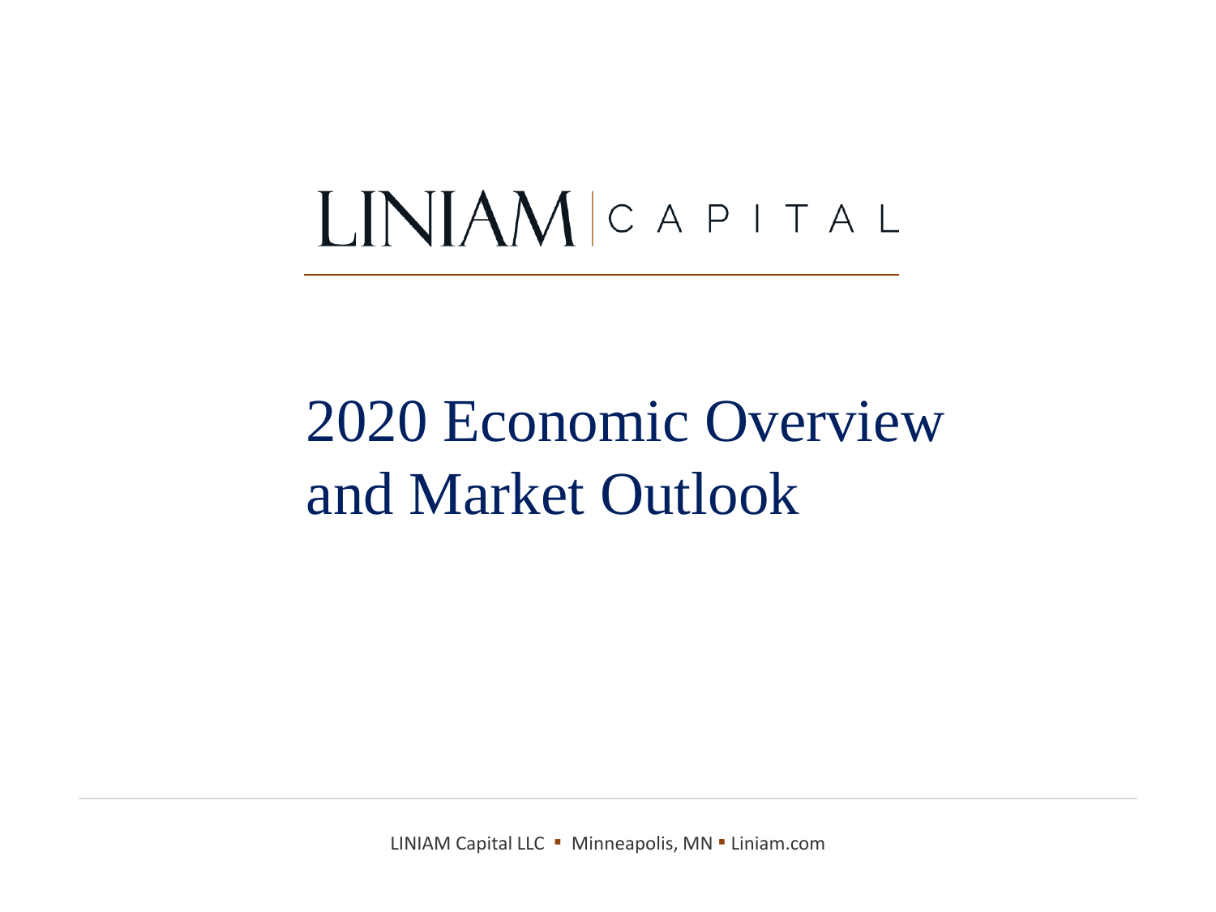LINIAM | CAPITAL

# 2020 Economic Overview and Market Outlook

LINIAM Capital LLC ▪ Minneapolis, MN ▪ Liniam.com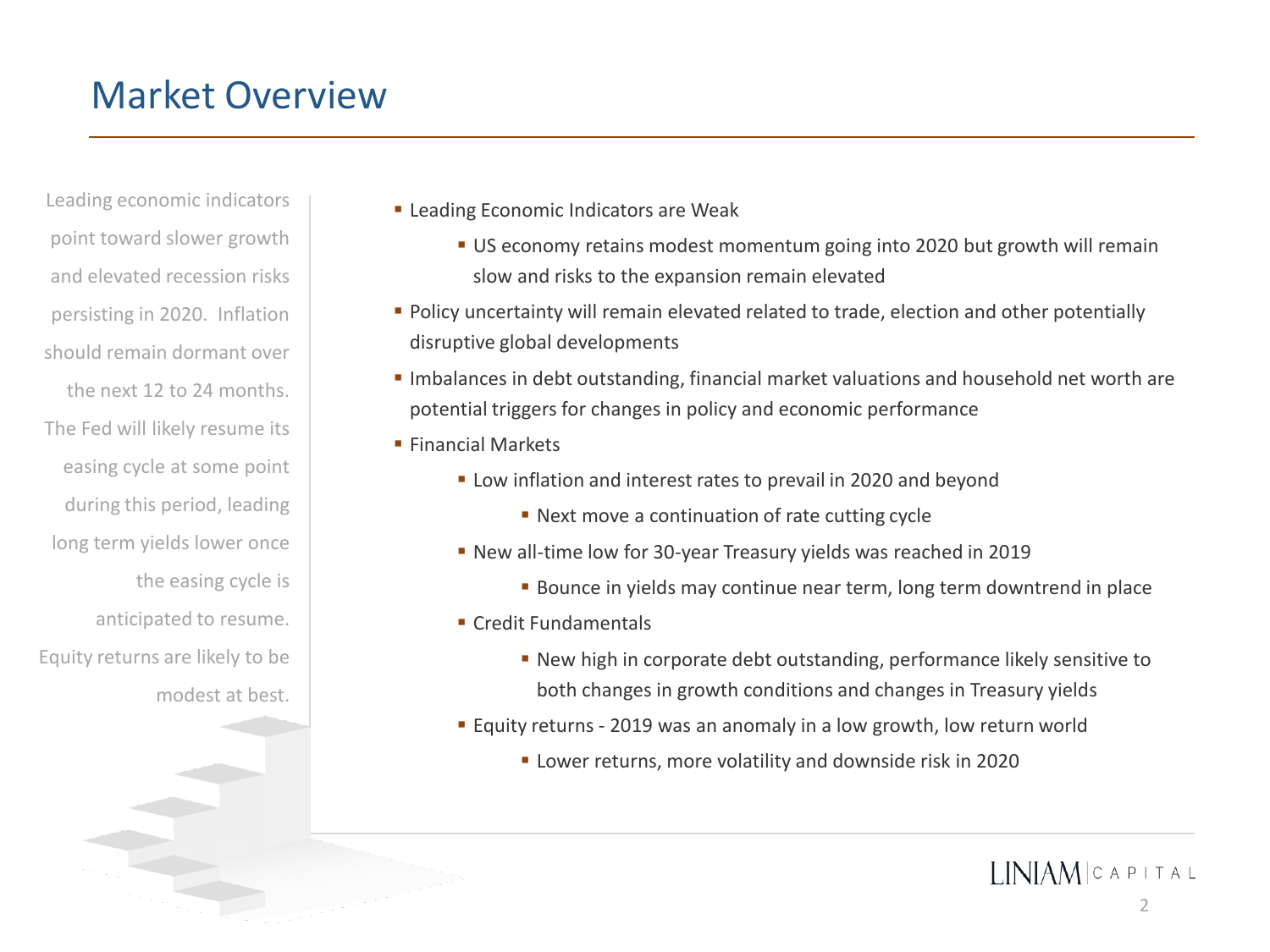# Market Overview

Leading economic indicators point toward slower growth and elevated recession risks persisting in 2020. Inflation should remain dormant over the next 12 to 24 months. The Fed will likely resume its easing cycle at some point during this period, leading long term yields lower once the easing cycle is anticipated to resume. Equity returns are likely to be modest at best.

- Leading Economic Indicators are Weak
  - US economy retains modest momentum going into 2020 but growth will remain slow and risks to the expansion remain elevated
- Policy uncertainty will remain elevated related to trade, election and other potentially disruptive global developments
- Imbalances in debt outstanding, financial market valuations and household net worth are potential triggers for changes in policy and economic performance
- Financial Markets
  - Low inflation and interest rates to prevail in 2020 and beyond
    - Next move a continuation of rate cutting cycle
  - New all-time low for 30-year Treasury yields was reached in 2019
    - Bounce in yields may continue near term, long term downtrend in place
  - Credit Fundamentals
    - New high in corporate debt outstanding, performance likely sensitive to both changes in growth conditions and changes in Treasury yields
  - Equity returns - 2019 was an anomaly in a low growth, low return world
    - Lower returns, more volatility and downside risk in 2020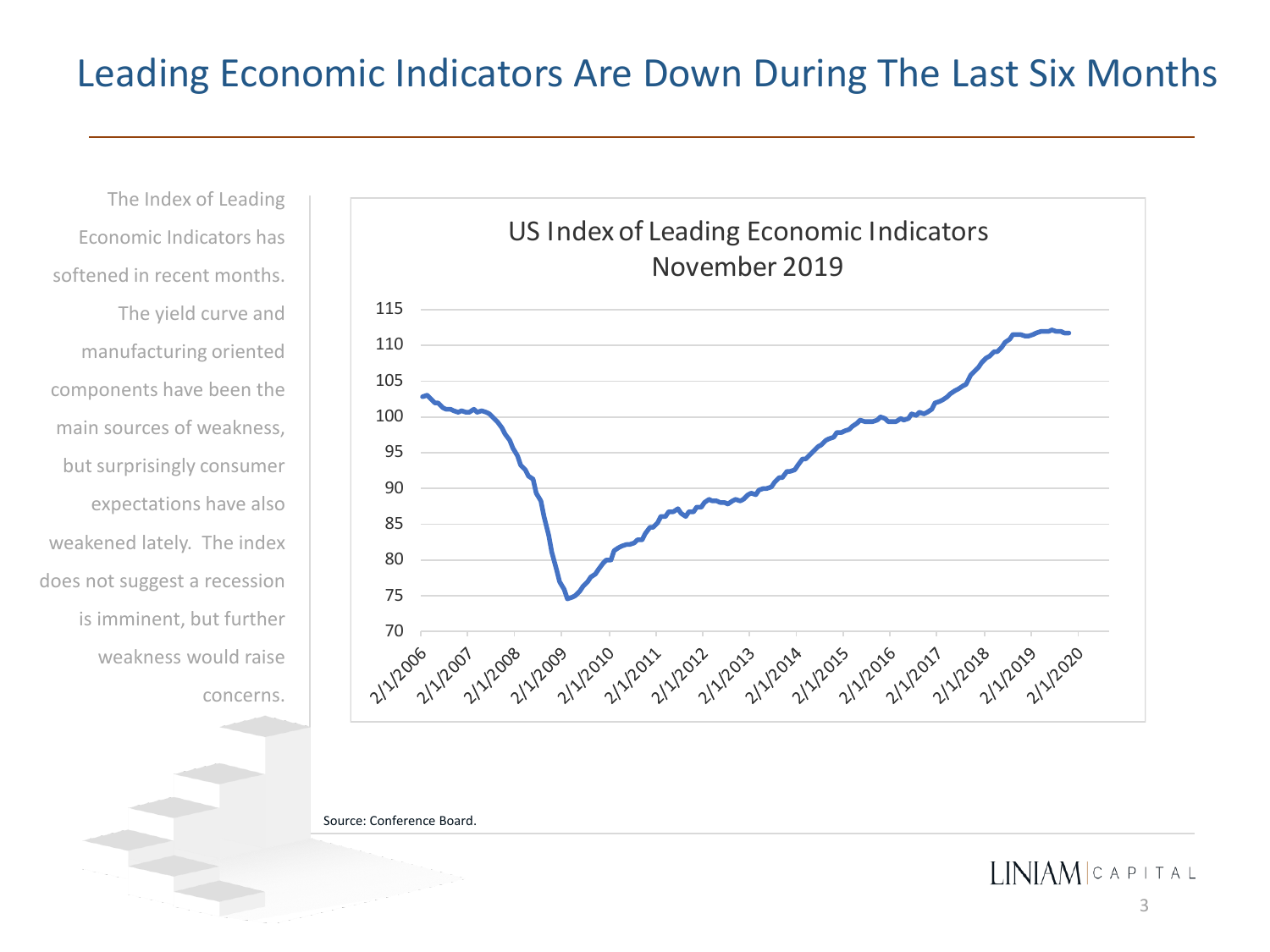# Leading Economic Indicators Are Down During The Last Six Months

The Index of Leading Economic Indicators has softened in recent months. The yield curve and manufacturing oriented components have been the main sources of weakness, but surprisingly consumer expectations have also weakened lately. The index does not suggest a recession is imminent, but further weakness would raise concerns.

US Index of Leading Economic Indicators
November 2019

Source: Conference Board.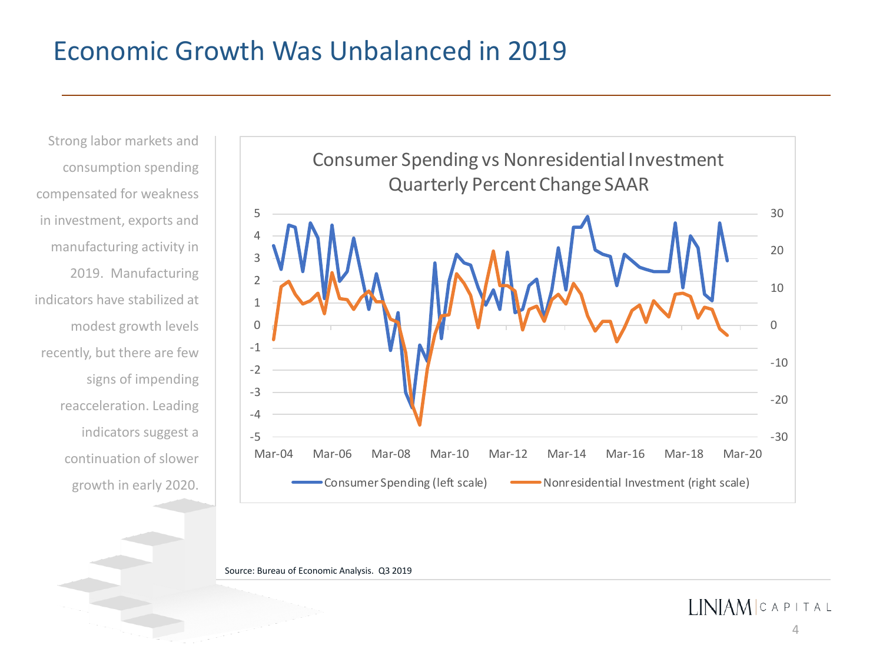# Economic Growth Was Unbalanced in 2019

Strong labor markets and consumption spending compensated for weakness in investment, exports and manufacturing activity in 2019. Manufacturing indicators have stabilized at modest growth levels recently, but there are few signs of impending reacceleration. Leading indicators suggest a continuation of slower growth in early 2020.

Consumer Spending vs Nonresidential Investment
Quarterly Percent Change SAAR

Consumer Spending (left scale) — Nonresidential Investment (right scale)

Source: Bureau of Economic Analysis. Q3 2019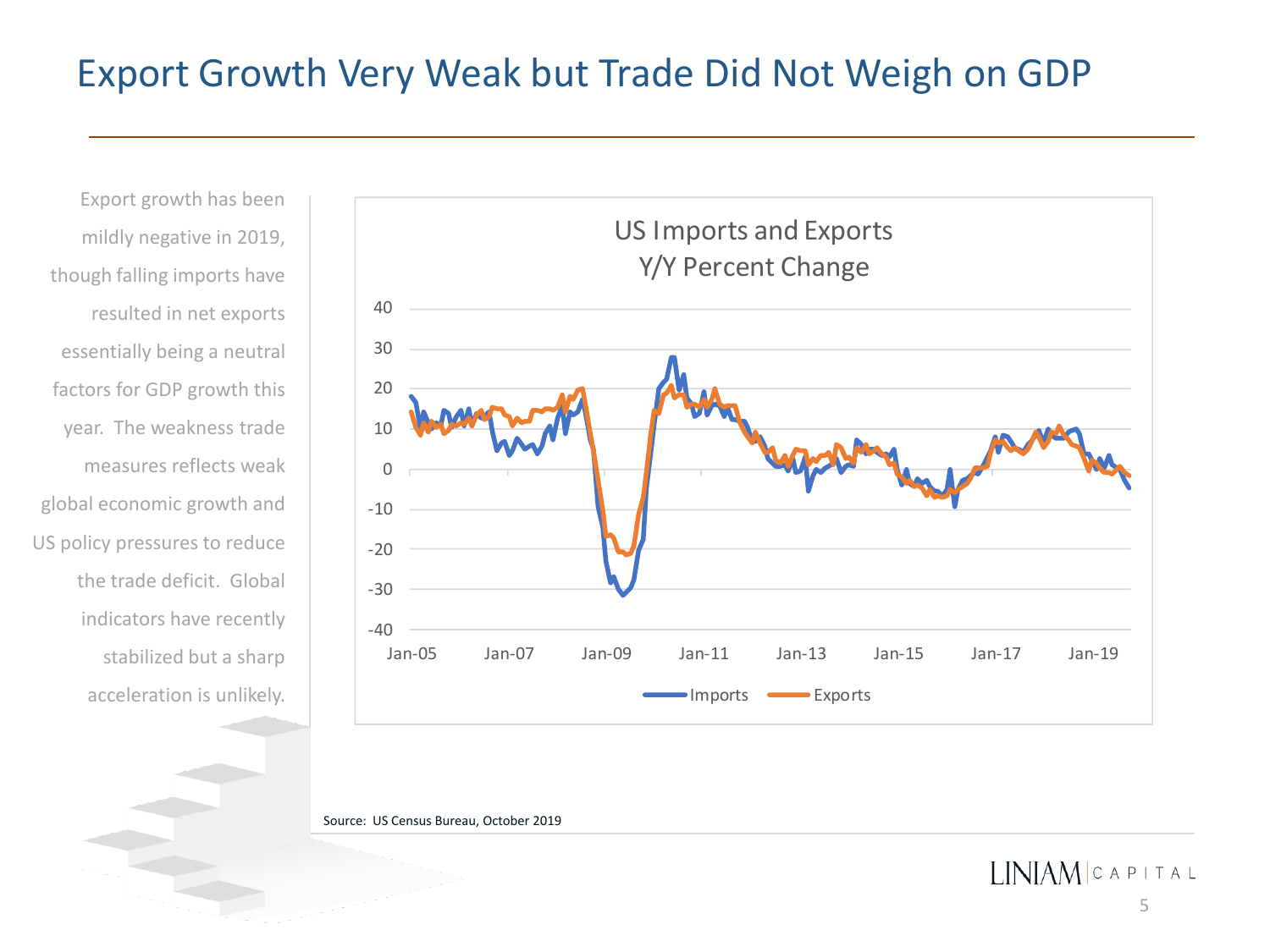# Export Growth Very Weak but Trade Did Not Weigh on GDP

Export growth has been mildly negative in 2019, though falling imports have resulted in net exports essentially being a neutral factors for GDP growth this year. The weakness trade measures reflects weak global economic growth and US policy pressures to reduce the trade deficit. Global indicators have recently stabilized but a sharp acceleration is unlikely.

US Imports and Exports
Y/Y Percent Change

Source: US Census Bureau, October 2019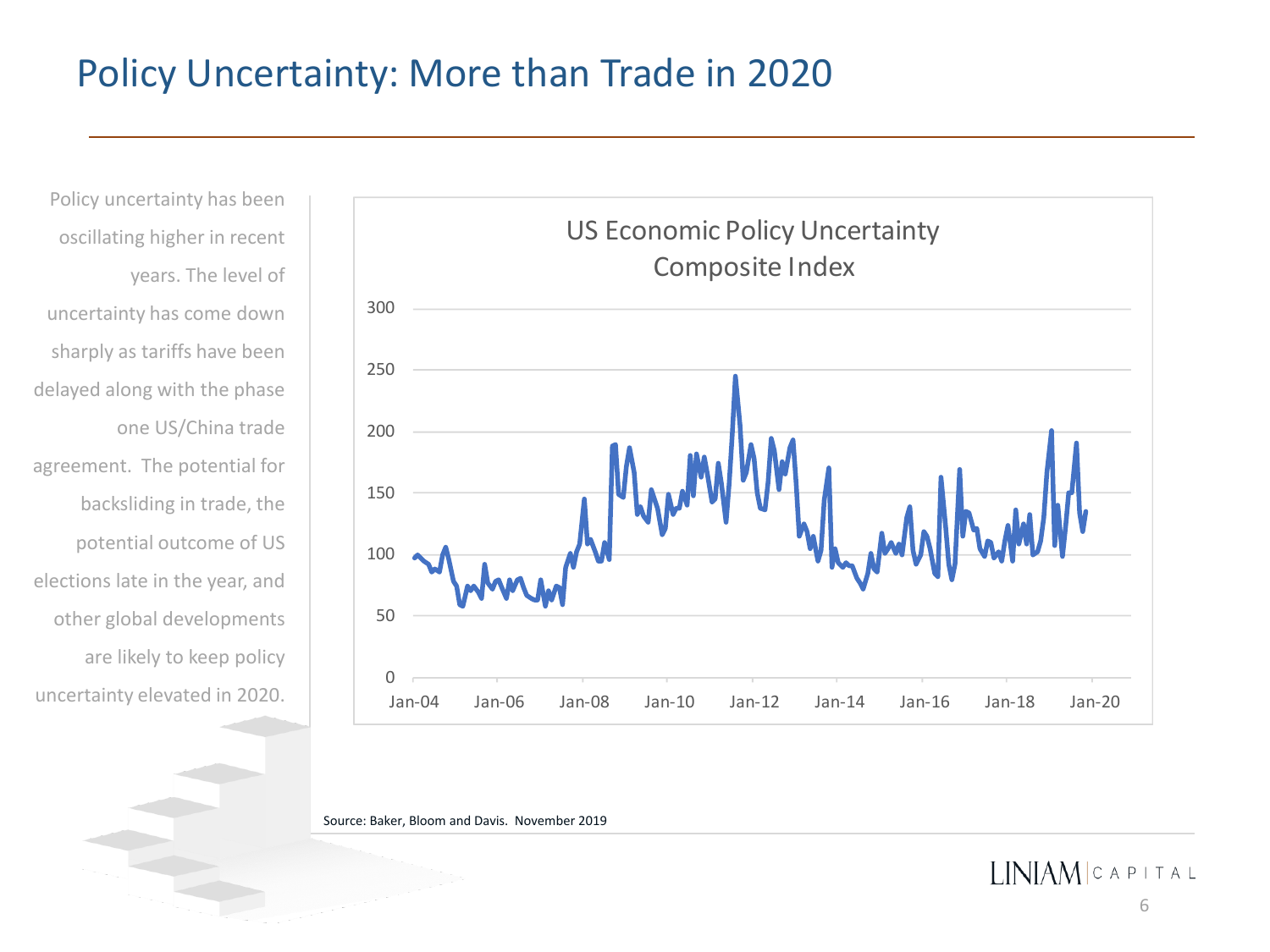# Policy Uncertainty: More than Trade in 2020

Policy uncertainty has been oscillating higher in recent years. The level of uncertainty has come down sharply as tariffs have been delayed along with the phase one US/China trade agreement. The potential for backsliding in trade, the potential outcome of US elections late in the year, and other global developments are likely to keep policy uncertainty elevated in 2020.

US Economic Policy Uncertainty Composite Index

Source: Baker, Bloom and Davis. November 2019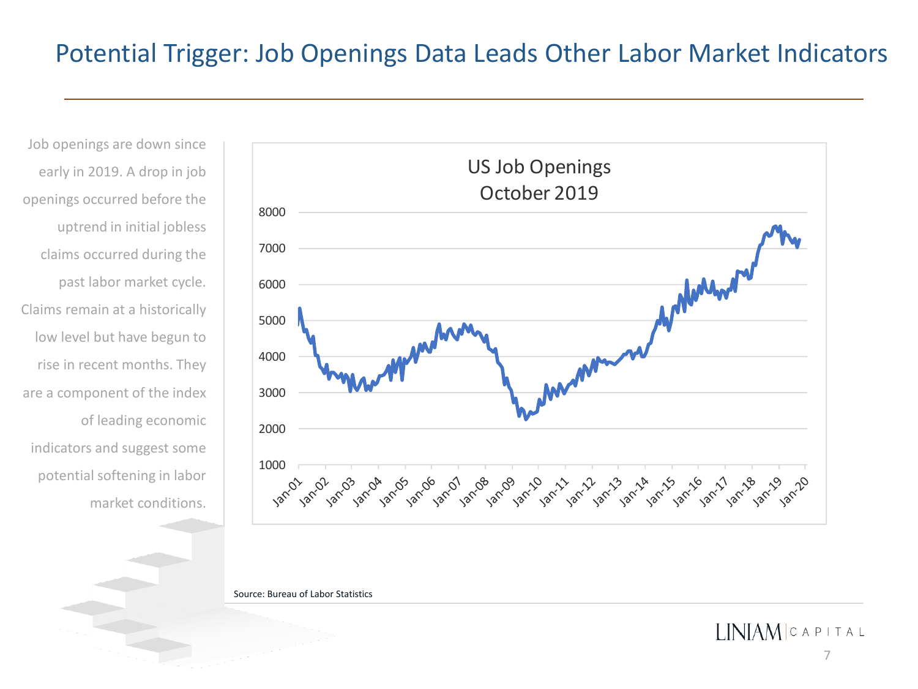# Potential Trigger: Job Openings Data Leads Other Labor Market Indicators

Job openings are down since early in 2019. A drop in job openings occurred before the uptrend in initial jobless claims occurred during the past labor market cycle. Claims remain at a historically low level but have begun to rise in recent months. They are a component of the index of leading economic indicators and suggest some potential softening in labor market conditions.

US Job Openings
October 2019

Source: Bureau of Labor Statistics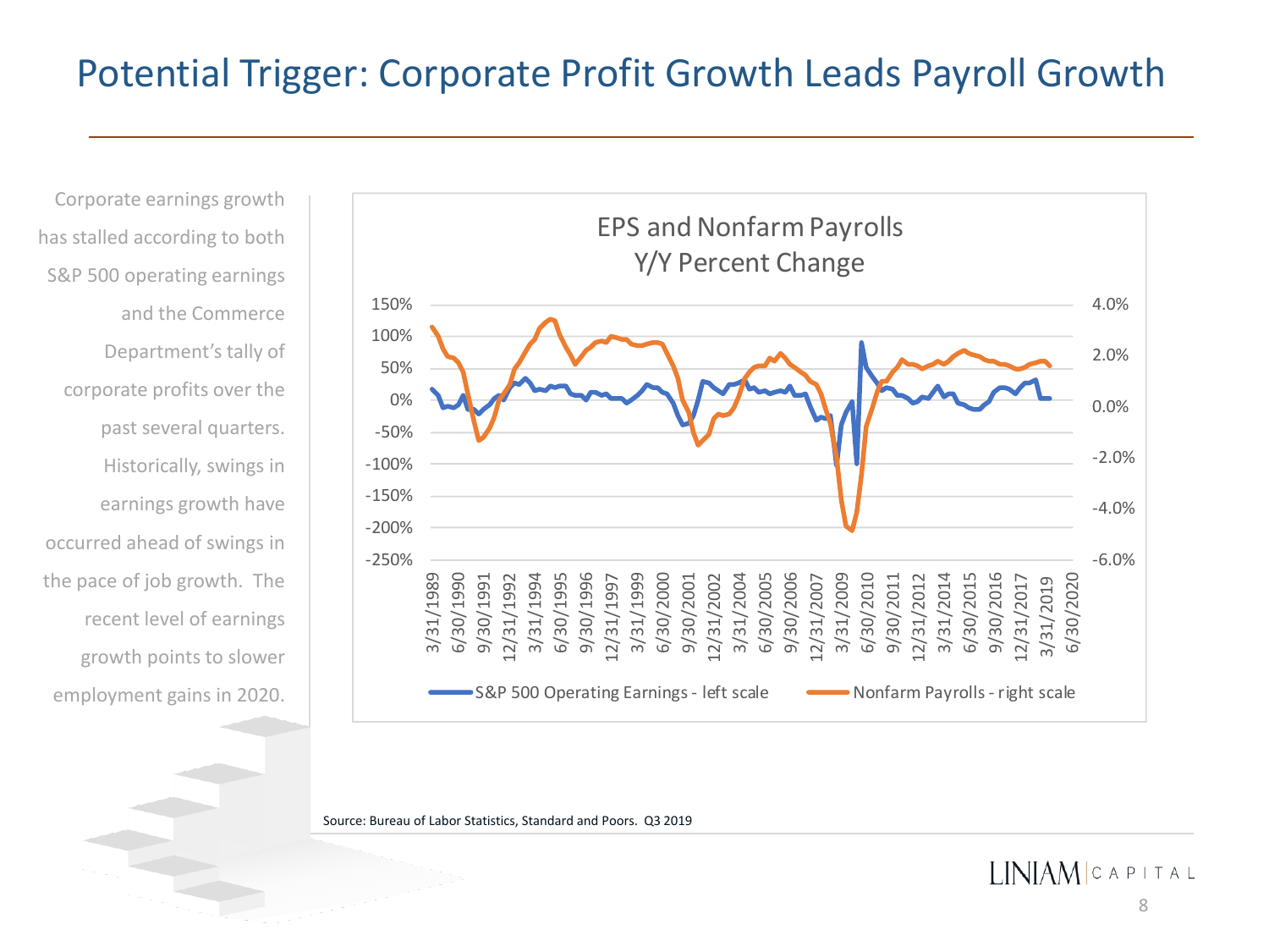# Potential Trigger: Corporate Profit Growth Leads Payroll Growth

Corporate earnings growth has stalled according to both S&P 500 operating earnings and the Commerce Department's tally of corporate profits over the past several quarters. Historically, swings in earnings growth have occurred ahead of swings in the pace of job growth. The recent level of earnings growth points to slower employment gains in 2020.

EPS and Nonfarm Payrolls
Y/Y Percent Change

S&P 500 Operating Earnings - left scale | Nonfarm Payrolls - right scale

Source: Bureau of Labor Statistics, Standard and Poors. Q3 2019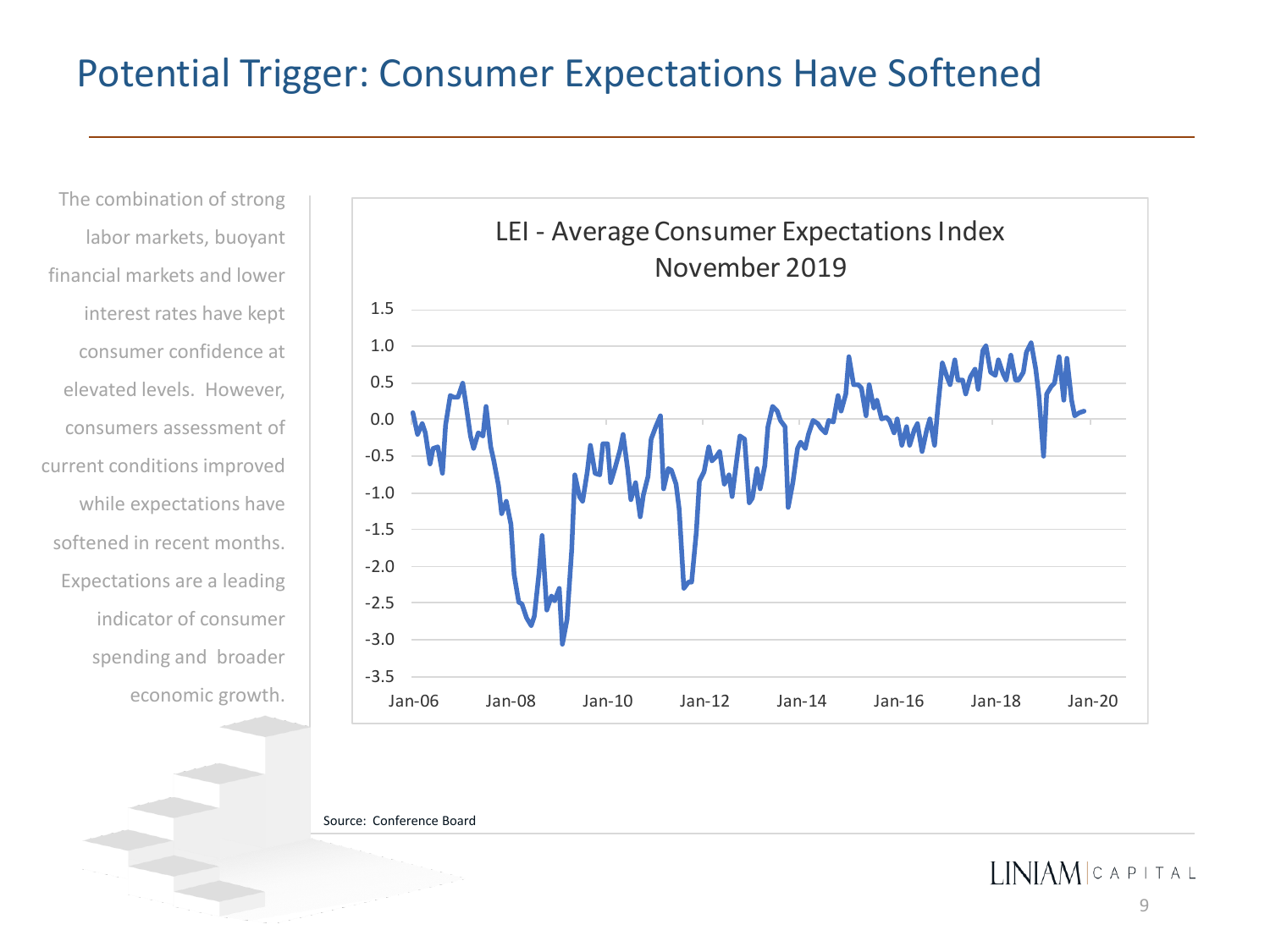# Potential Trigger: Consumer Expectations Have Softened

The combination of strong labor markets, buoyant financial markets and lower interest rates have kept consumer confidence at elevated levels. However, consumers assessment of current conditions improved while expectations have softened in recent months. Expectations are a leading indicator of consumer spending and broader economic growth.

LEI - Average Consumer Expectations Index
November 2019

Source: Conference Board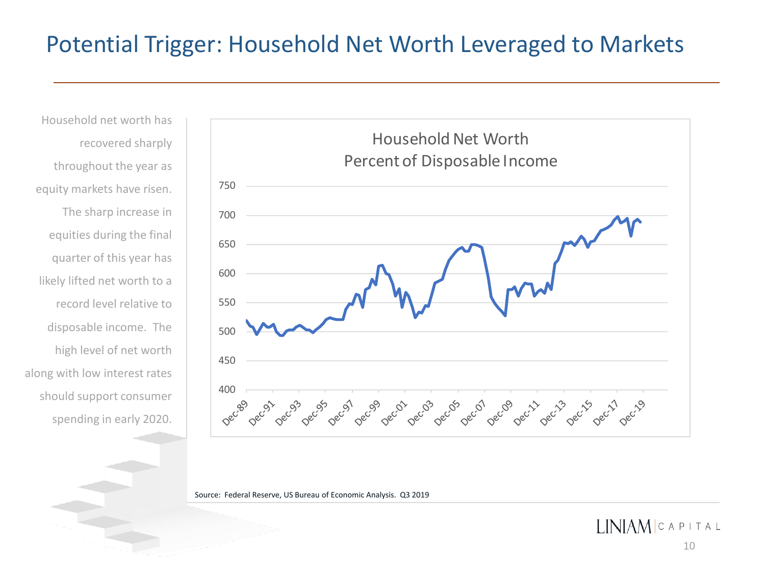# Potential Trigger: Household Net Worth Leveraged to Markets

Household net worth has recovered sharply throughout the year as equity markets have risen. The sharp increase in equities during the final quarter of this year has likely lifted net worth to a record level relative to disposable income. The high level of net worth along with low interest rates should support consumer spending in early 2020.

**Household Net Worth**
**Percent of Disposable Income**

Source: Federal Reserve, US Bureau of Economic Analysis. Q3 2019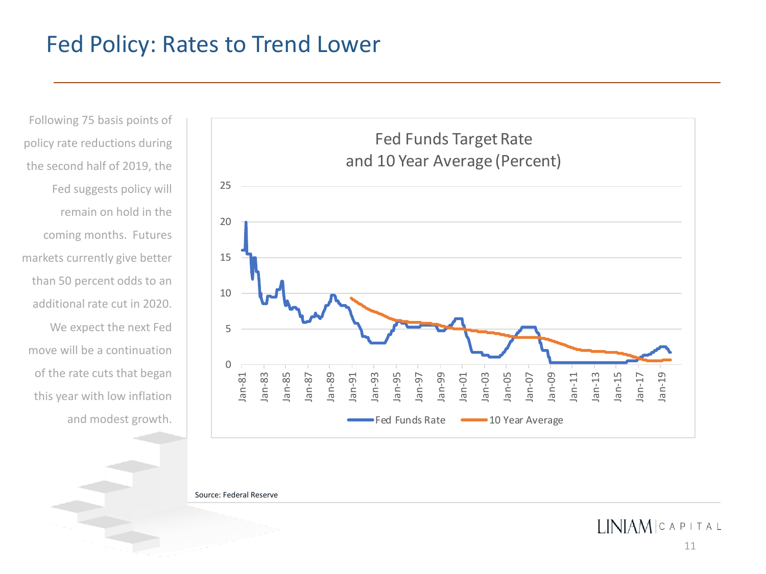# Fed Policy: Rates to Trend Lower

Following 75 basis points of policy rate reductions during the second half of 2019, the Fed suggests policy will remain on hold in the coming months. Futures markets currently give better than 50 percent odds to an additional rate cut in 2020. We expect the next Fed move will be a continuation of the rate cuts that began this year with low inflation and modest growth.

**Fed Funds Target Rate and 10 Year Average (Percent)**

Legend: Fed Funds Rate; 10 Year Average

Y-axis: 0, 5, 10, 15, 20, 25

X-axis: Jan-81, Jan-83, Jan-85, Jan-87, Jan-89, Jan-91, Jan-93, Jan-95, Jan-97, Jan-99, Jan-01, Jan-03, Jan-05, Jan-07, Jan-09, Jan-11, Jan-13, Jan-15, Jan-17, Jan-19

Source: Federal Reserve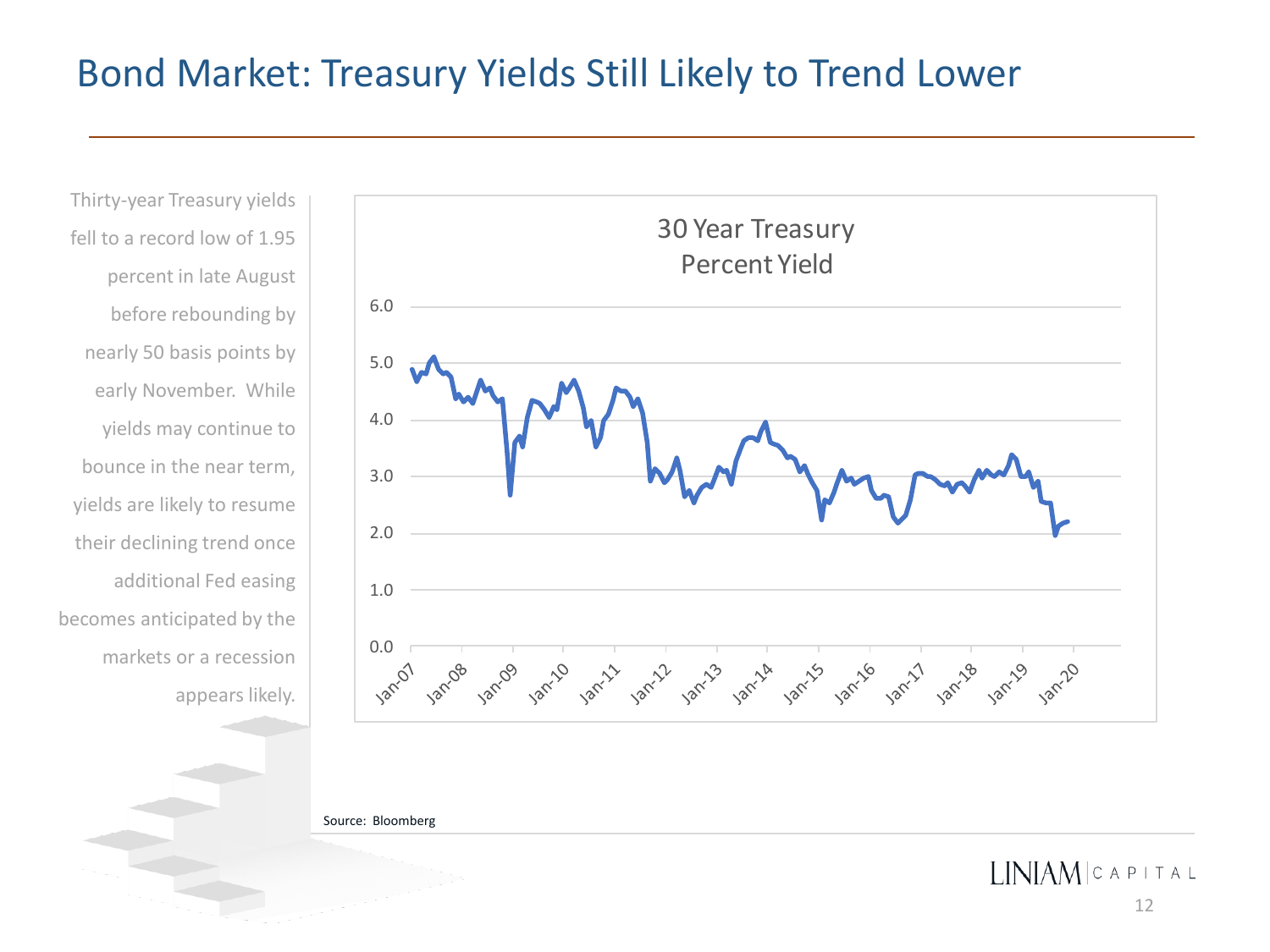# Bond Market: Treasury Yields Still Likely to Trend Lower

Thirty-year Treasury yields fell to a record low of 1.95 percent in late August before rebounding by nearly 50 basis points by early November. While yields may continue to bounce in the near term, yields are likely to resume their declining trend once additional Fed easing becomes anticipated by the markets or a recession appears likely.

**30 Year Treasury Percent Yield**

Source: Bloomberg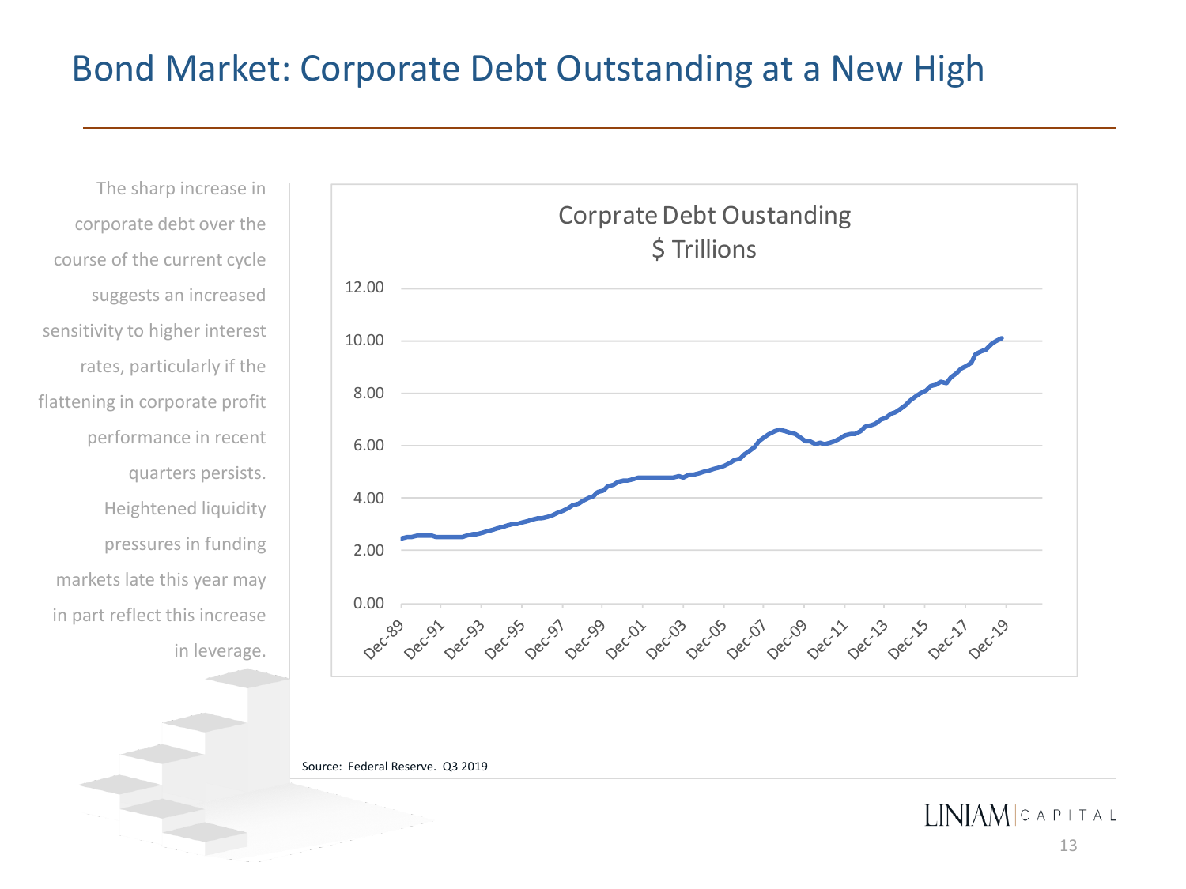# Bond Market: Corporate Debt Outstanding at a New High

The sharp increase in corporate debt over the course of the current cycle suggests an increased sensitivity to higher interest rates, particularly if the flattening in corporate profit performance in recent quarters persists. Heightened liquidity pressures in funding markets late this year may in part reflect this increase in leverage.

Corprate Debt Oustanding
$ Trillions

Source: Federal Reserve. Q3 2019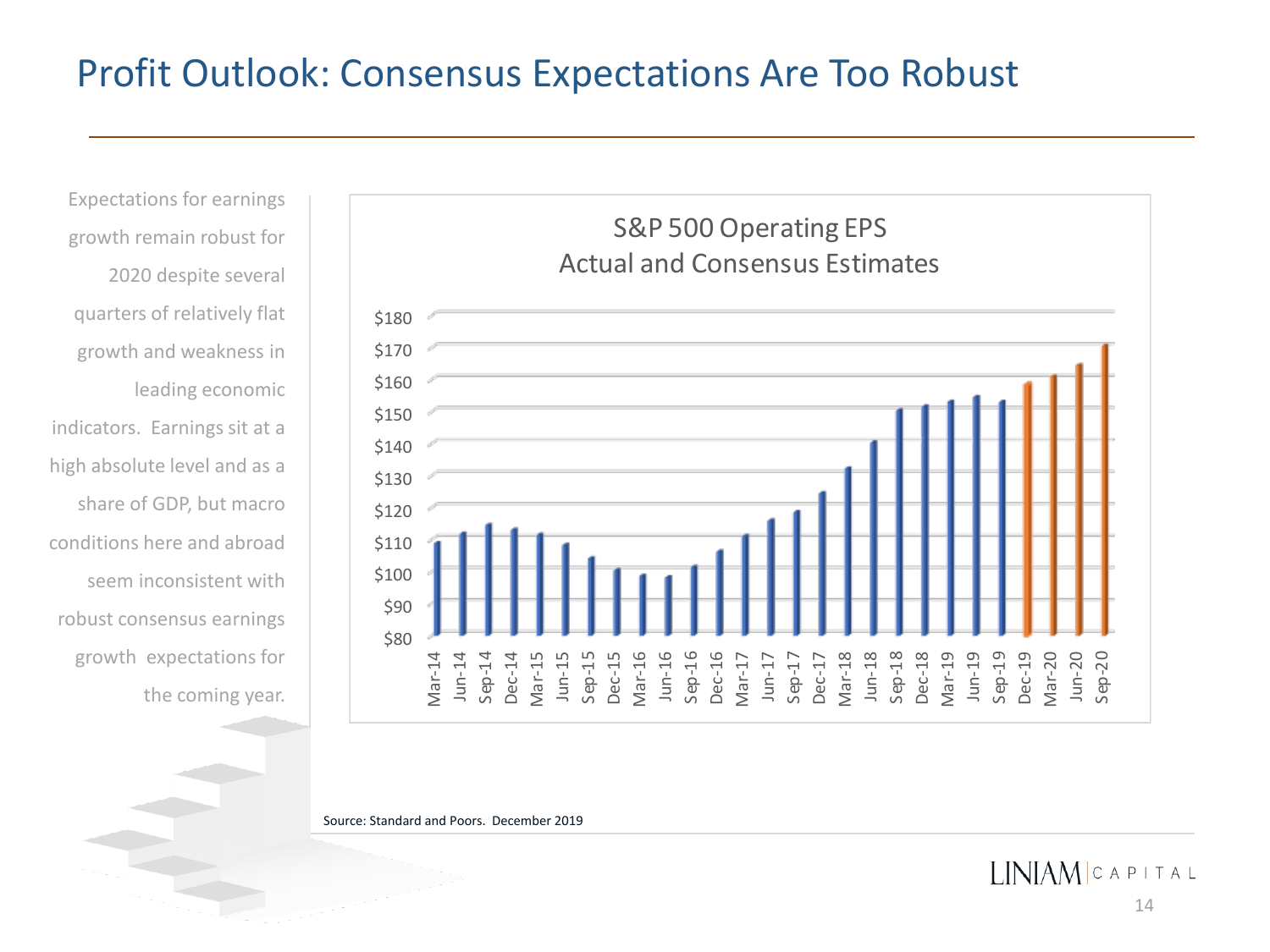# Profit Outlook: Consensus Expectations Are Too Robust

Expectations for earnings growth remain robust for 2020 despite several quarters of relatively flat growth and weakness in leading economic indicators. Earnings sit at a high absolute level and as a share of GDP, but macro conditions here and abroad seem inconsistent with robust consensus earnings growth expectations for the coming year.

**S&P 500 Operating EPS**
**Actual and Consensus Estimates**

Source: Standard and Poors. December 2019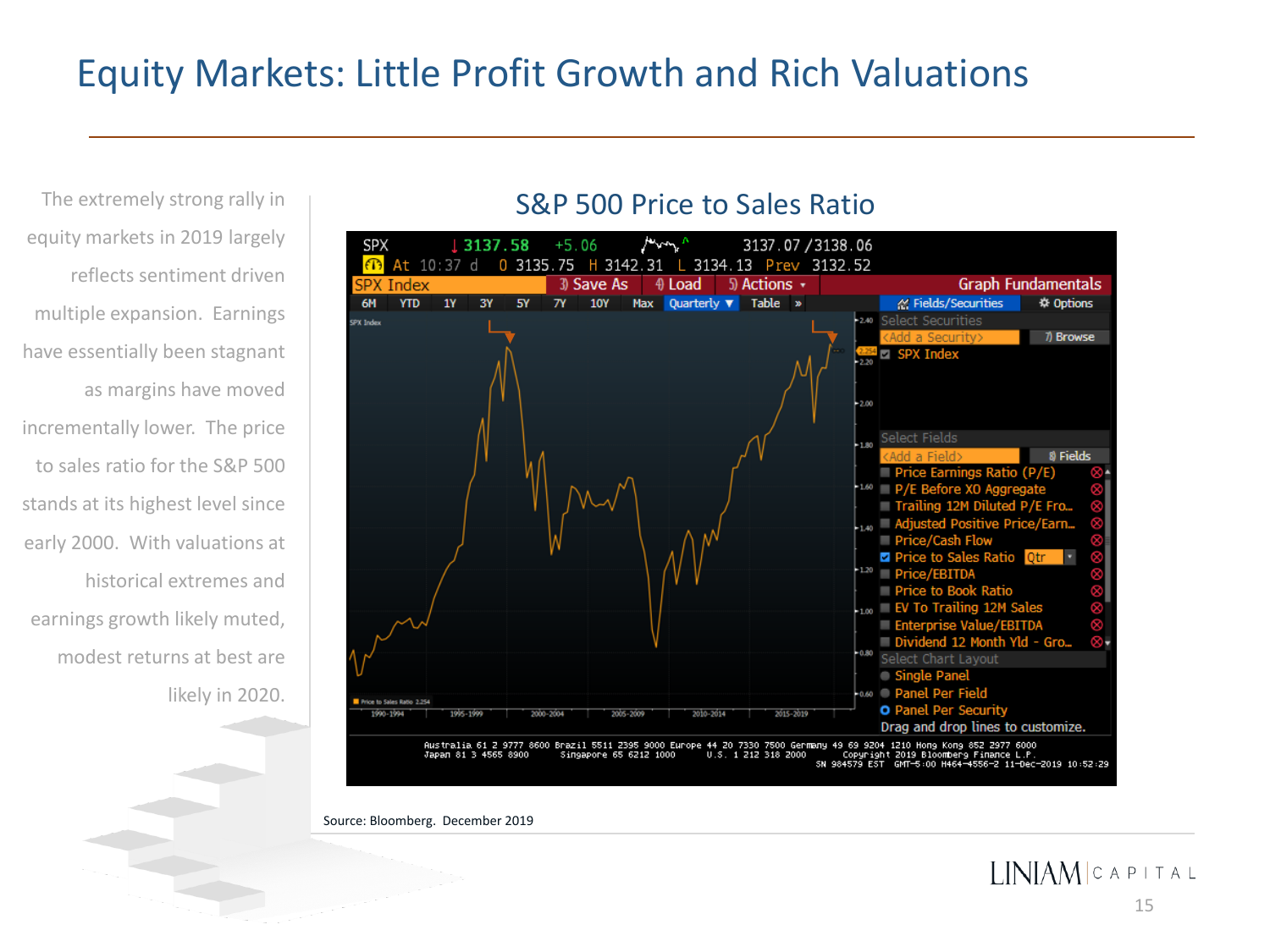# Equity Markets: Little Profit Growth and Rich Valuations

The extremely strong rally in equity markets in 2019 largely reflects sentiment driven multiple expansion. Earnings have essentially been stagnant as margins have moved incrementally lower. The price to sales ratio for the S&P 500 stands at its highest level since early 2000. With valuations at historical extremes and earnings growth likely muted, modest returns at best are likely in 2020.

## S&P 500 Price to Sales Ratio

Source: Bloomberg. December 2019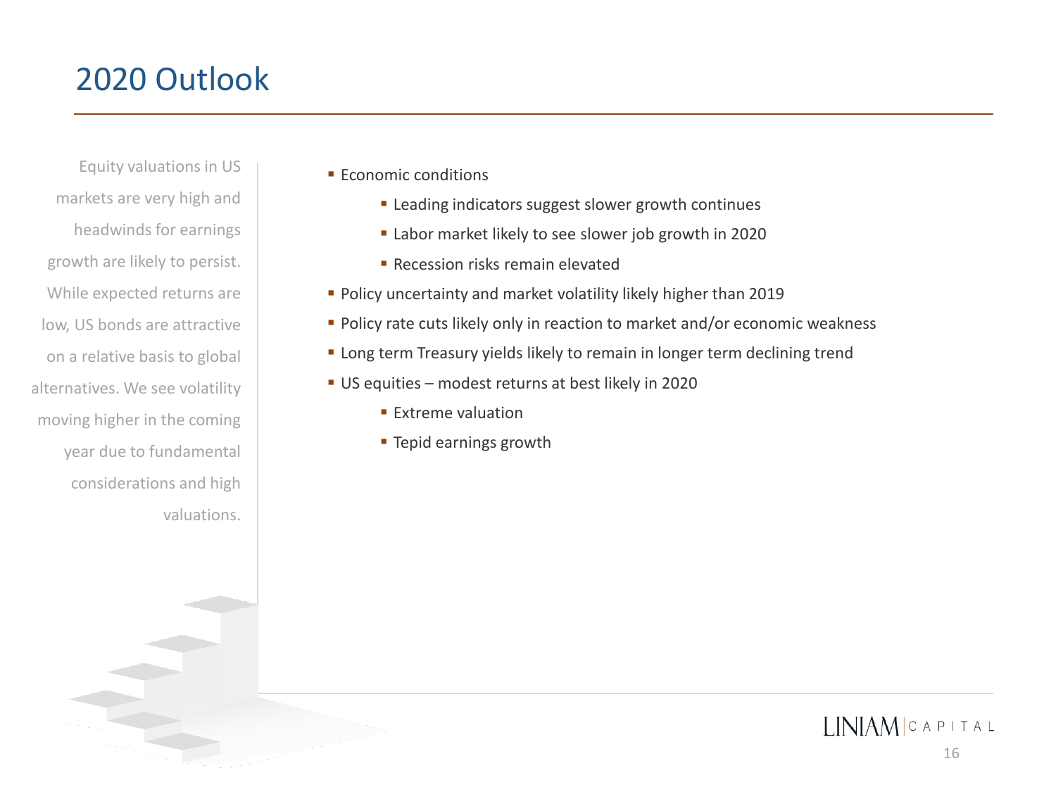# 2020 Outlook

Equity valuations in US markets are very high and headwinds for earnings growth are likely to persist. While expected returns are low, US bonds are attractive on a relative basis to global alternatives. We see volatility moving higher in the coming year due to fundamental considerations and high valuations.

- Economic conditions
  - Leading indicators suggest slower growth continues
  - Labor market likely to see slower job growth in 2020
  - Recession risks remain elevated
- Policy uncertainty and market volatility likely higher than 2019
- Policy rate cuts likely only in reaction to market and/or economic weakness
- Long term Treasury yields likely to remain in longer term declining trend
- US equities – modest returns at best likely in 2020
  - Extreme valuation
  - Tepid earnings growth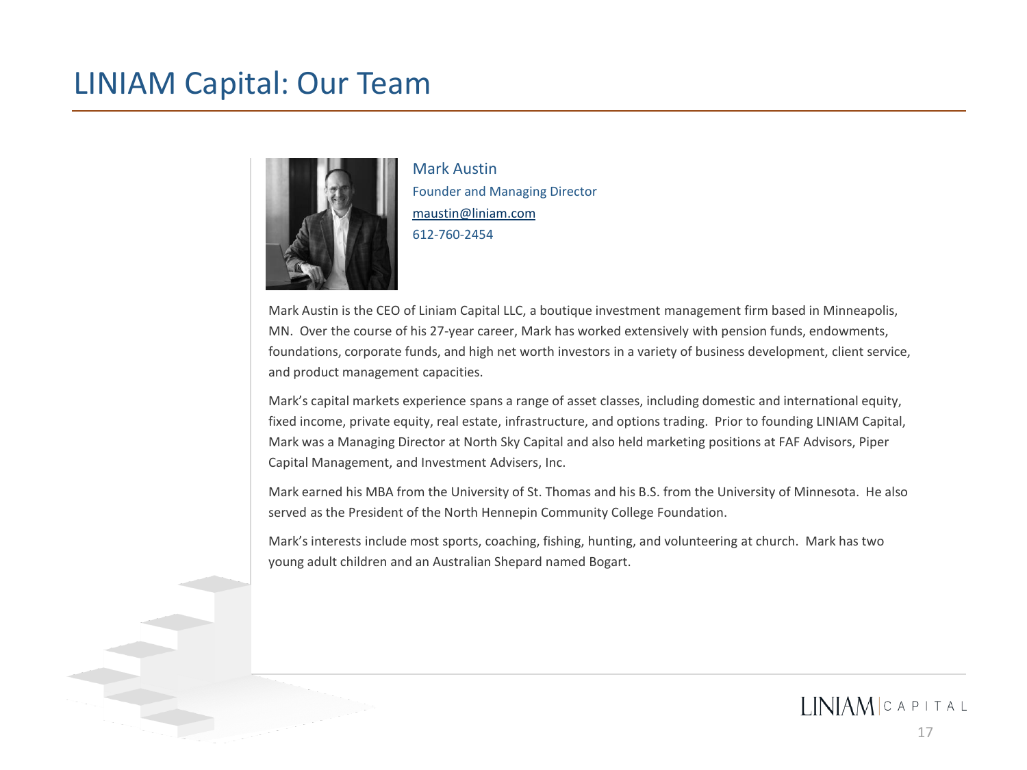# LINIAM Capital: Our Team

**Mark Austin**
Founder and Managing Director
maustin@liniam.com
612-760-2454

Mark Austin is the CEO of Liniam Capital LLC, a boutique investment management firm based in Minneapolis, MN. Over the course of his 27-year career, Mark has worked extensively with pension funds, endowments, foundations, corporate funds, and high net worth investors in a variety of business development, client service, and product management capacities.

Mark's capital markets experience spans a range of asset classes, including domestic and international equity, fixed income, private equity, real estate, infrastructure, and options trading. Prior to founding LINIAM Capital, Mark was a Managing Director at North Sky Capital and also held marketing positions at FAF Advisors, Piper Capital Management, and Investment Advisers, Inc.

Mark earned his MBA from the University of St. Thomas and his B.S. from the University of Minnesota. He also served as the President of the North Hennepin Community College Foundation.

Mark's interests include most sports, coaching, fishing, hunting, and volunteering at church. Mark has two young adult children and an Australian Shepard named Bogart.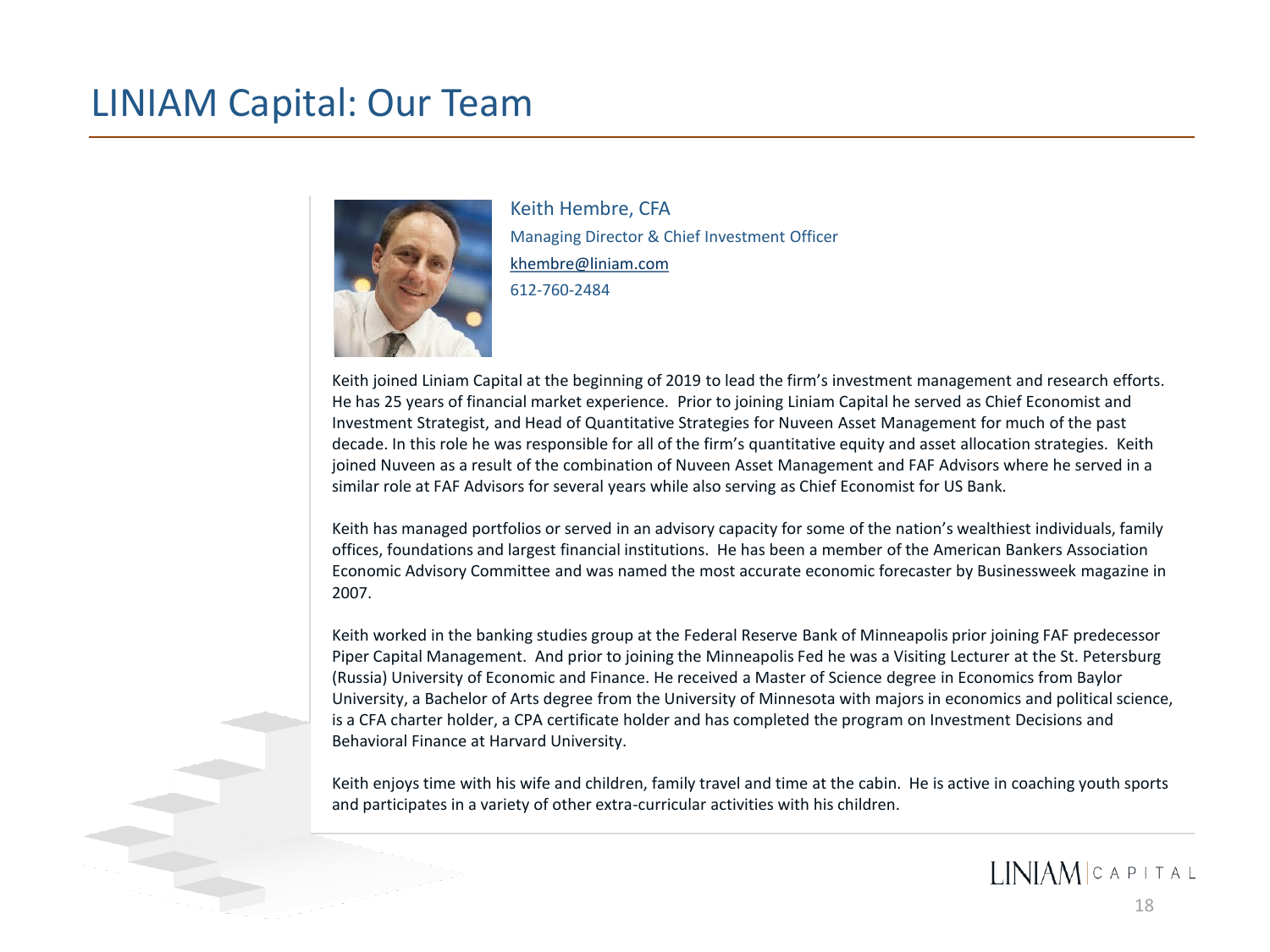# LINIAM Capital: Our Team

Keith Hembre, CFA

Managing Director & Chief Investment Officer

khembre@liniam.com

612-760-2484

Keith joined Liniam Capital at the beginning of 2019 to lead the firm's investment management and research efforts. He has 25 years of financial market experience. Prior to joining Liniam Capital he served as Chief Economist and Investment Strategist, and Head of Quantitative Strategies for Nuveen Asset Management for much of the past decade. In this role he was responsible for all of the firm's quantitative equity and asset allocation strategies. Keith joined Nuveen as a result of the combination of Nuveen Asset Management and FAF Advisors where he served in a similar role at FAF Advisors for several years while also serving as Chief Economist for US Bank.

Keith has managed portfolios or served in an advisory capacity for some of the nation's wealthiest individuals, family offices, foundations and largest financial institutions. He has been a member of the American Bankers Association Economic Advisory Committee and was named the most accurate economic forecaster by Businessweek magazine in 2007.

Keith worked in the banking studies group at the Federal Reserve Bank of Minneapolis prior joining FAF predecessor Piper Capital Management. And prior to joining the Minneapolis Fed he was a Visiting Lecturer at the St. Petersburg (Russia) University of Economic and Finance. He received a Master of Science degree in Economics from Baylor University, a Bachelor of Arts degree from the University of Minnesota with majors in economics and political science, is a CFA charter holder, a CPA certificate holder and has completed the program on Investment Decisions and Behavioral Finance at Harvard University.

Keith enjoys time with his wife and children, family travel and time at the cabin. He is active in coaching youth sports and participates in a variety of other extra-curricular activities with his children.